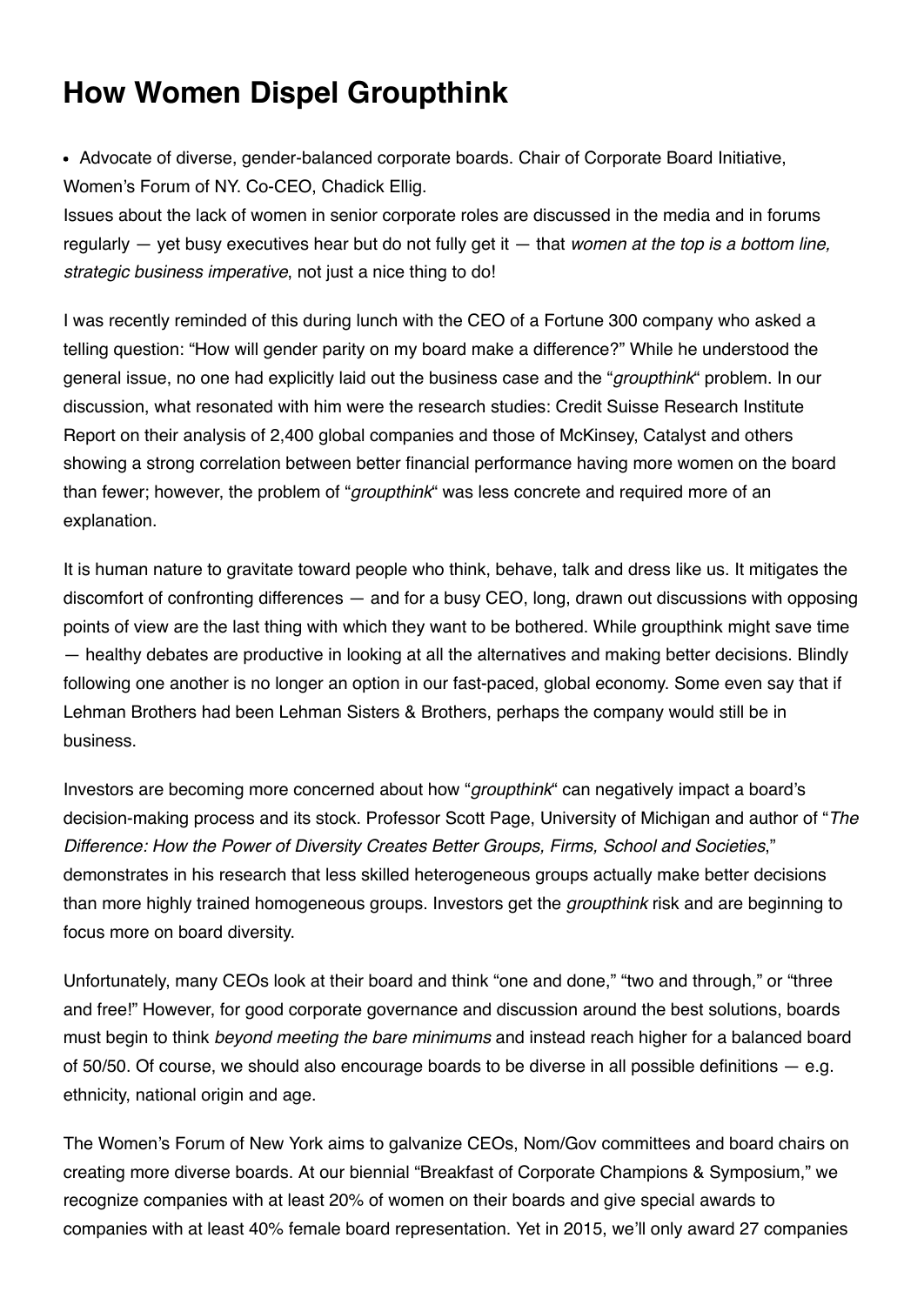# How Women Dispel Groupthink

- Advocate of diverse, gender-balanced corporate boards. Chair of Corporate Board Initiative, Women's Forum of NY. Co-CEO, Chadick Ellig.

Issues about the lack of women in senior corporate roles are discussed in the media and in forums regularly — yet busy executives hear but do not fully get it — that *women at the top is a bottom line, strategic business imperative*, not just a nice thing to do!

I was recently reminded of this during lunch with the CEO of a Fortune 300 company who asked a telling question: "How will gender parity on my board make a difference?" While he understood the general issue, no one had explicitly laid out the business case and the "*groupthink*" problem. In our discussion, what resonated with him were the research studies: Credit Suisse Research Institute Report on their analysis of 2,400 global companies and those of McKinsey, Catalyst and others showing a strong correlation between better financial performance having more women on the board than fewer; however, the problem of "*groupthink*" was less concrete and required more of an explanation.

It is human nature to gravitate toward people who think, behave, talk and dress like us. It mitigates the discomfort of confronting differences — and for a busy CEO, long, drawn out discussions with opposing points of view are the last thing with which they want to be bothered. While groupthink might save time — healthy debates are productive in looking at all the alternatives and making better decisions. Blindly following one another is no longer an option in our fast-paced, global economy. Some even say that if Lehman Brothers had been Lehman Sisters & Brothers, perhaps the company would still be in business.

Investors are becoming more concerned about how "*groupthink*" can negatively impact a board's decision-making process and its stock. Professor Scott Page, University of Michigan and author of "*The Difference: How the Power of Diversity Creates Better Groups, Firms, School and Societies*," demonstrates in his research that less skilled heterogeneous groups actually make better decisions than more highly trained homogeneous groups. Investors get the *groupthink* risk and are beginning to focus more on board diversity.

Unfortunately, many CEOs look at their board and think "one and done," "two and through," or "three and free!" However, for good corporate governance and discussion around the best solutions, boards must begin to think *beyond meeting the bare minimums* and instead reach higher for a balanced board of 50/50. Of course, we should also encourage boards to be diverse in all possible definitions — e.g. ethnicity, national origin and age.

The Women's Forum of New York aims to galvanize CEOs, Nom/Gov committees and board chairs on creating more diverse boards. At our biennial "Breakfast of Corporate Champions & Symposium," we recognize companies with at least 20% of women on their boards and give special awards to companies with at least 40% female board representation. Yet in 2015, we'll only award 27 companies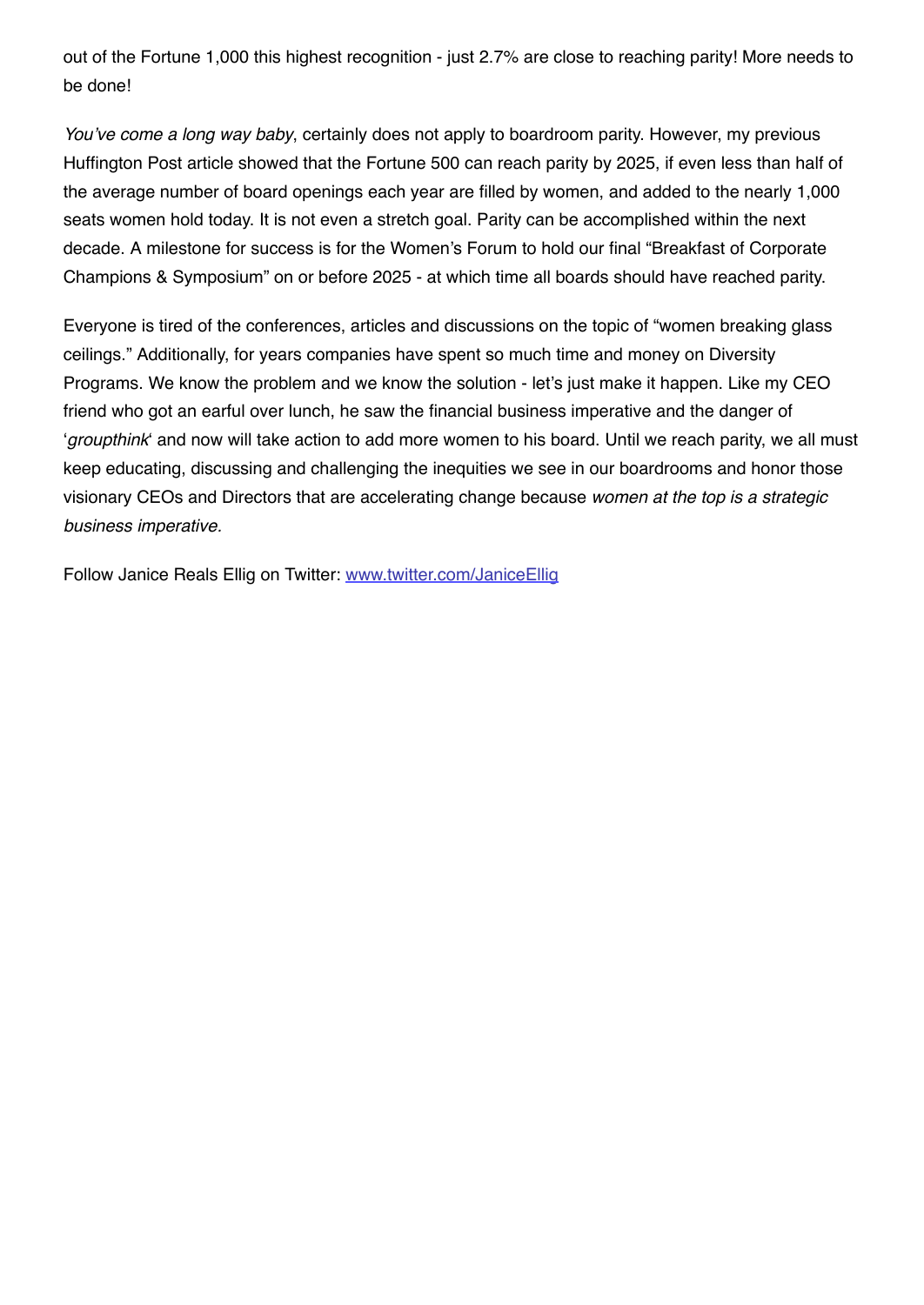out of the Fortune 1,000 this highest recognition - just 2.7% are close to reaching parity! More needs to be done!

*You've come a long way baby*, certainly does not apply to boardroom parity. However, my previous Huffington Post article showed that the Fortune 500 can reach parity by 2025, if even less than half of the average number of board openings each year are filled by women, and added to the nearly 1,000 seats women hold today. It is not even a stretch goal. Parity can be accomplished within the next decade. A milestone for success is for the Women's Forum to hold our final "Breakfast of Corporate Champions & Symposium" on or before 2025 - at which time all boards should have reached parity.

Everyone is tired of the conferences, articles and discussions on the topic of "women breaking glass ceilings." Additionally, for years companies have spent so much time and money on Diversity Programs. We know the problem and we know the solution - let's just make it happen. Like my CEO friend who got an earful over lunch, he saw the financial business imperative and the danger of '*groupthink*' and now will take action to add more women to his board. Until we reach parity, we all must keep educating, discussing and challenging the inequities we see in our boardrooms and honor those visionary CEOs and Directors that are accelerating change because *women at the top is a strategic business imperative.*

Follow Janice Reals Ellig on Twitter: [www.twitter.com/JaniceEllig](www.twitter.com/JaniceEllig)